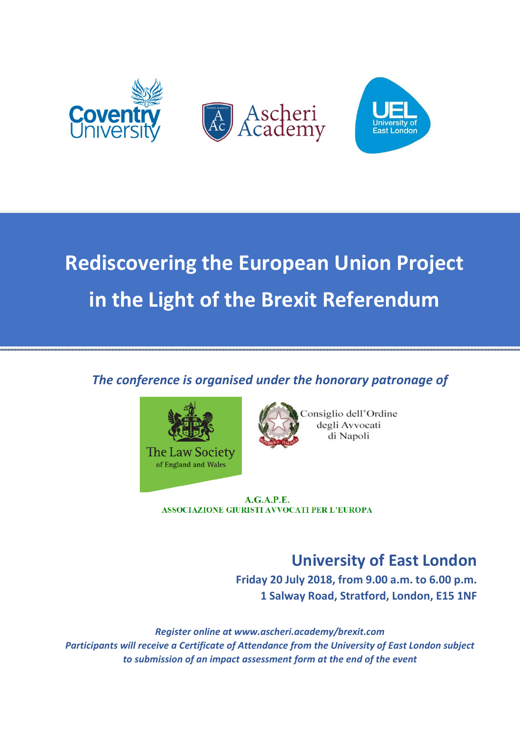Coventry University

Ascheri Academy

UEL University of East London

# Rediscovering the European Union Project in the Light of the Brexit Referendum

*The conference is organised under the honorary patronage of*

The Law Society of England and Wales

Consiglio dell'Ordine degli Avvocati di Napoli

A.G.A.P.E.
ASSOCIAZIONE GIURISTI AVVOCATI PER L'EUROPA

## University of East London

**Friday 20 July 2018, from 9.00 a.m. to 6.00 p.m.**
**1 Salway Road, Stratford, London, E15 1NF**

***Register online at www.ascheri.academy/brexit.com***
***Participants will receive a Certificate of Attendance from the University of East London subject to submission of an impact assessment form at the end of the event***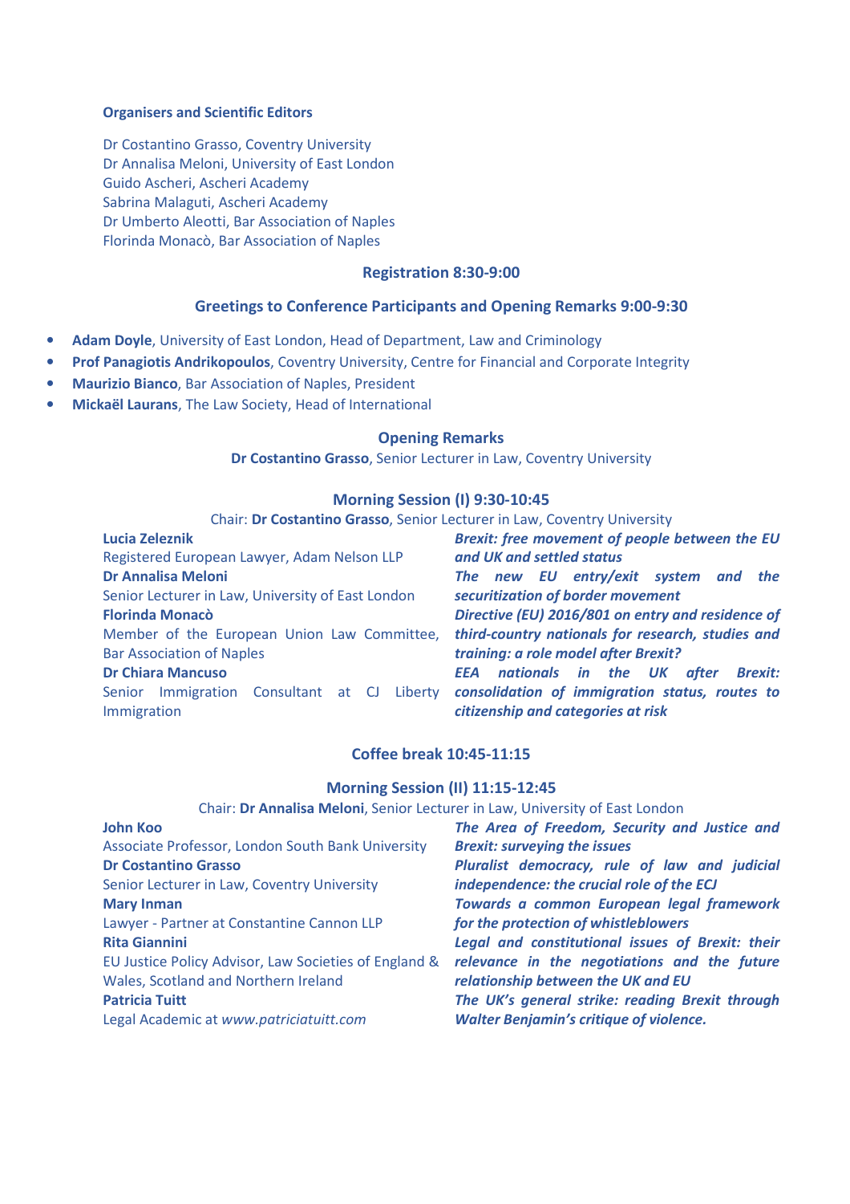**Organisers and Scientific Editors**

Dr Costantino Grasso, Coventry University
Dr Annalisa Meloni, University of East London
Guido Ascheri, Ascheri Academy
Sabrina Malaguti, Ascheri Academy
Dr Umberto Aleotti, Bar Association of Naples
Florinda Monacò, Bar Association of Naples

## Registration 8:30-9:00

## Greetings to Conference Participants and Opening Remarks 9:00-9:30

- **Adam Doyle**, University of East London, Head of Department, Law and Criminology
- **Prof Panagiotis Andrikopoulos**, Coventry University, Centre for Financial and Corporate Integrity
- **Maurizio Bianco**, Bar Association of Naples, President
- **Mickaël Laurans**, The Law Society, Head of International

## Opening Remarks

**Dr Costantino Grasso**, Senior Lecturer in Law, Coventry University

## Morning Session (I) 9:30-10:45

Chair: **Dr Costantino Grasso**, Senior Lecturer in Law, Coventry University

**Lucia Zeleznik**
Registered European Lawyer, Adam Nelson LLP
***Brexit: free movement of people between the EU and UK and settled status***

**Dr Annalisa Meloni**
Senior Lecturer in Law, University of East London
***The new EU entry/exit system and the securitization of border movement***

**Florinda Monacò**
Member of the European Union Law Committee, Bar Association of Naples
***Directive (EU) 2016/801 on entry and residence of third-country nationals for research, studies and training: a role model after Brexit?***

**Dr Chiara Mancuso**
Senior Immigration Consultant at CJ Liberty Immigration
***EEA nationals in the UK after Brexit: consolidation of immigration status, routes to citizenship and categories at risk***

## Coffee break 10:45-11:15

## Morning Session (II) 11:15-12:45

Chair: **Dr Annalisa Meloni**, Senior Lecturer in Law, University of East London

**John Koo**
Associate Professor, London South Bank University
***The Area of Freedom, Security and Justice and Brexit: surveying the issues***

**Dr Costantino Grasso**
Senior Lecturer in Law, Coventry University
***Pluralist democracy, rule of law and judicial independence: the crucial role of the ECJ***

**Mary Inman**
Lawyer - Partner at Constantine Cannon LLP
***Towards a common European legal framework for the protection of whistleblowers***

**Rita Giannini**
EU Justice Policy Advisor, Law Societies of England & Wales, Scotland and Northern Ireland
***Legal and constitutional issues of Brexit: their relevance in the negotiations and the future relationship between the UK and EU***

**Patricia Tuitt**
Legal Academic at *www.patriciatuitt.com*
***The UK's general strike: reading Brexit through Walter Benjamin's critique of violence.***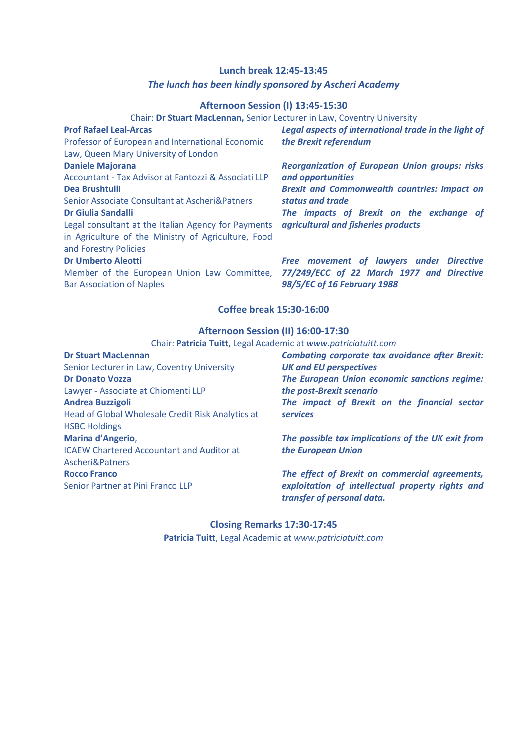### Lunch break 12:45-13:45

***The lunch has been kindly sponsored by Ascheri Academy***

### Afternoon Session (I) 13:45-15:30

Chair: **Dr Stuart MacLennan,** Senior Lecturer in Law, Coventry University

**Prof Rafael Leal-Arcas**
Professor of European and International Economic Law, Queen Mary University of London
***Legal aspects of international trade in the light of the Brexit referendum***

**Daniele Majorana**
Accountant - Tax Advisor at Fantozzi & Associati LLP
***Reorganization of European Union groups: risks and opportunities***

**Dea Brushtulli**
Senior Associate Consultant at Ascheri&Patners
***Brexit and Commonwealth countries: impact on status and trade***

**Dr Giulia Sandalli**
Legal consultant at the Italian Agency for Payments in Agriculture of the Ministry of Agriculture, Food and Forestry Policies
***The impacts of Brexit on the exchange of agricultural and fisheries products***

**Dr Umberto Aleotti**
Member of the European Union Law Committee, Bar Association of Naples
***Free movement of lawyers under Directive 77/249/ECC of 22 March 1977 and Directive 98/5/EC of 16 February 1988***

### Coffee break 15:30-16:00

### Afternoon Session (II) 16:00-17:30

Chair: **Patricia Tuitt**, Legal Academic at *www.patriciatuitt.com*

**Dr Stuart MacLennan**
Senior Lecturer in Law, Coventry University
***Combating corporate tax avoidance after Brexit: UK and EU perspectives***

**Dr Donato Vozza**
Lawyer - Associate at Chiomenti LLP
***The European Union economic sanctions regime: the post-Brexit scenario***

**Andrea Buzzigoli**
Head of Global Wholesale Credit Risk Analytics at HSBC Holdings
***The impact of Brexit on the financial sector services***

**Marina d'Angerio**,
ICAEW Chartered Accountant and Auditor at Ascheri&Patners
***The possible tax implications of the UK exit from the European Union***

**Rocco Franco**
Senior Partner at Pini Franco LLP
***The effect of Brexit on commercial agreements, exploitation of intellectual property rights and transfer of personal data.***

### Closing Remarks 17:30-17:45

**Patricia Tuitt**, Legal Academic at *www.patriciatuitt.com*